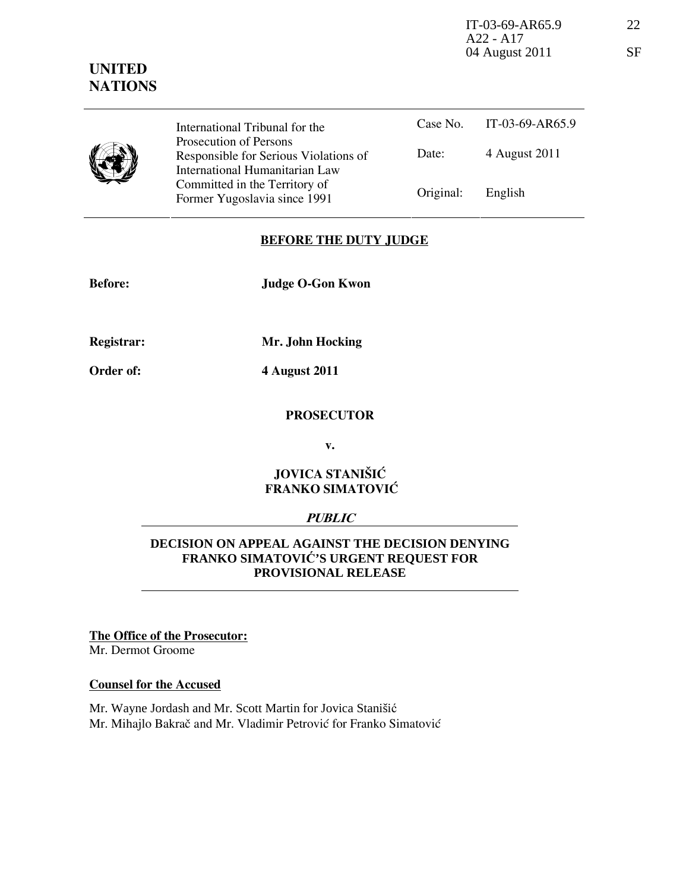IT-03-69-AR65.9 A22 - A17 04 August 2011

**UNITED NATIONS**

| International Tribunal for the Prosecution of Persons Responsible for Serious Violations of International Humanitarian Law Committed in the Territory of Former Yugoslavia since 1991 | Case No. | IT-03-69-AR65.9 |
|---|---|---|
| | Date: | 4 August 2011 |
| | Original: | English |

## BEFORE THE DUTY JUDGE

**Before:** **Judge O-Gon Kwon**

**Registrar:** **Mr. John Hocking**

**Order of:** **4 August 2011**

**PROSECUTOR**

**v.**

**JOVICA STANIŠIĆ**
**FRANKO SIMATOVIĆ**

***PUBLIC***

## DECISION ON APPEAL AGAINST THE DECISION DENYING FRANKO SIMATOVIĆ'S URGENT REQUEST FOR PROVISIONAL RELEASE

**The Office of the Prosecutor:**
Mr. Dermot Groome

**Counsel for the Accused**

Mr. Wayne Jordash and Mr. Scott Martin for Jovica Stanišić
Mr. Mihajlo Bakrač and Mr. Vladimir Petrović for Franko Simatović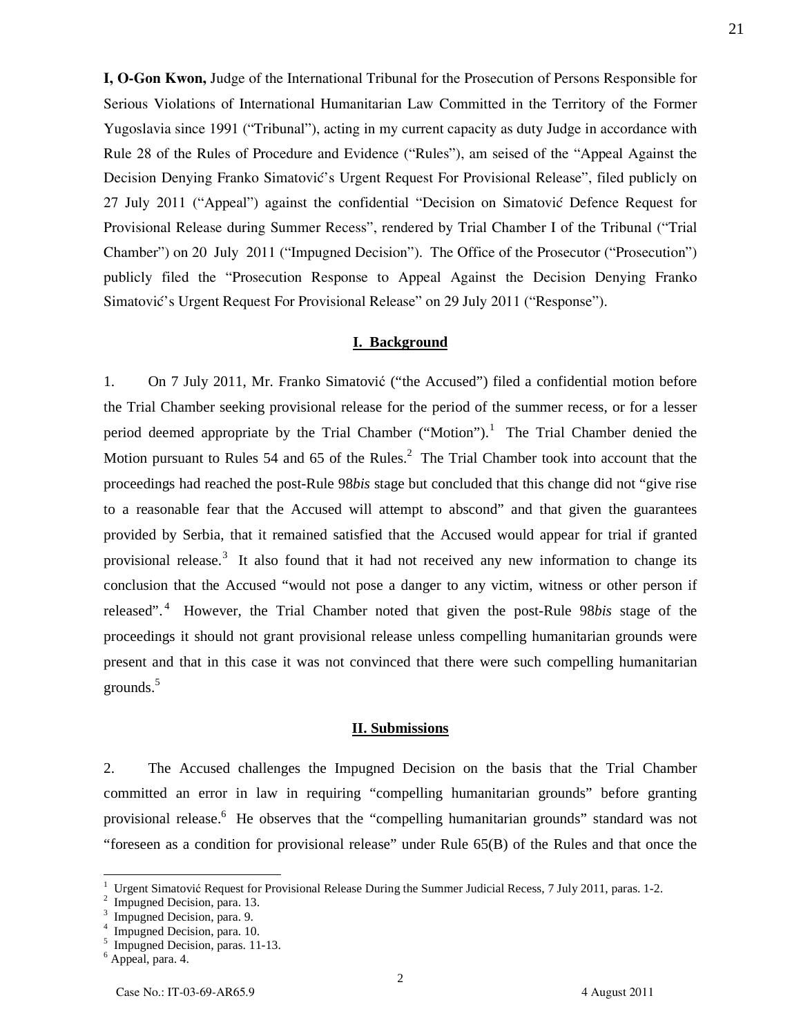**I, O-Gon Kwon,** Judge of the International Tribunal for the Prosecution of Persons Responsible for Serious Violations of International Humanitarian Law Committed in the Territory of the Former Yugoslavia since 1991 ("Tribunal"), acting in my current capacity as duty Judge in accordance with Rule 28 of the Rules of Procedure and Evidence ("Rules"), am seised of the "Appeal Against the Decision Denying Franko Simatović's Urgent Request For Provisional Release", filed publicly on 27 July 2011 ("Appeal") against the confidential "Decision on Simatović Defence Request for Provisional Release during Summer Recess", rendered by Trial Chamber I of the Tribunal ("Trial Chamber") on 20 July 2011 ("Impugned Decision"). The Office of the Prosecutor ("Prosecution") publicly filed the "Prosecution Response to Appeal Against the Decision Denying Franko Simatović's Urgent Request For Provisional Release" on 29 July 2011 ("Response").

## I. Background

1. On 7 July 2011, Mr. Franko Simatović ("the Accused") filed a confidential motion before the Trial Chamber seeking provisional release for the period of the summer recess, or for a lesser period deemed appropriate by the Trial Chamber ("Motion").[1] The Trial Chamber denied the Motion pursuant to Rules 54 and 65 of the Rules.[2] The Trial Chamber took into account that the proceedings had reached the post-Rule 98*bis* stage but concluded that this change did not "give rise to a reasonable fear that the Accused will attempt to abscond" and that given the guarantees provided by Serbia, that it remained satisfied that the Accused would appear for trial if granted provisional release.[3] It also found that it had not received any new information to change its conclusion that the Accused "would not pose a danger to any victim, witness or other person if released".[4] However, the Trial Chamber noted that given the post-Rule 98*bis* stage of the proceedings it should not grant provisional release unless compelling humanitarian grounds were present and that in this case it was not convinced that there were such compelling humanitarian grounds.[5]

## II. Submissions

2. The Accused challenges the Impugned Decision on the basis that the Trial Chamber committed an error in law in requiring "compelling humanitarian grounds" before granting provisional release.[6] He observes that the "compelling humanitarian grounds" standard was not "foreseen as a condition for provisional release" under Rule 65(B) of the Rules and that once the

---

[1] Urgent Simatović Request for Provisional Release During the Summer Judicial Recess, 7 July 2011, paras. 1-2.
[2] Impugned Decision, para. 13.
[3] Impugned Decision, para. 9.
[4] Impugned Decision, para. 10.
[5] Impugned Decision, paras. 11-13.
[6] Appeal, para. 4.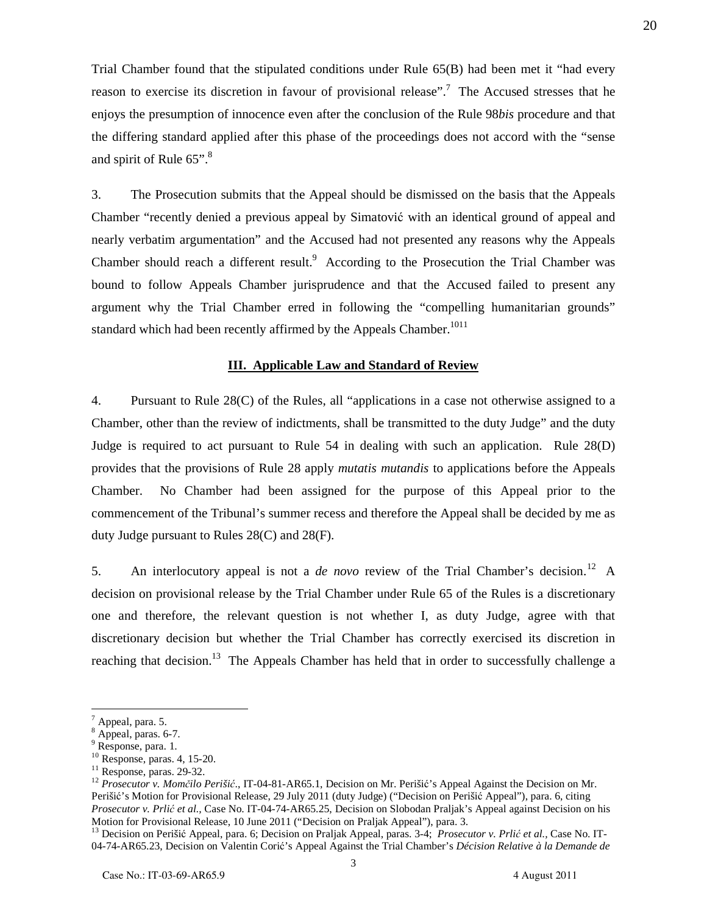Trial Chamber found that the stipulated conditions under Rule 65(B) had been met it "had every reason to exercise its discretion in favour of provisional release".[7] The Accused stresses that he enjoys the presumption of innocence even after the conclusion of the Rule 98*bis* procedure and that the differing standard applied after this phase of the proceedings does not accord with the "sense and spirit of Rule 65".[8]

3. The Prosecution submits that the Appeal should be dismissed on the basis that the Appeals Chamber "recently denied a previous appeal by Simatović with an identical ground of appeal and nearly verbatim argumentation" and the Accused had not presented any reasons why the Appeals Chamber should reach a different result.[9] According to the Prosecution the Trial Chamber was bound to follow Appeals Chamber jurisprudence and that the Accused failed to present any argument why the Trial Chamber erred in following the "compelling humanitarian grounds" standard which had been recently affirmed by the Appeals Chamber.[10][11]

## III. Applicable Law and Standard of Review

4. Pursuant to Rule 28(C) of the Rules, all "applications in a case not otherwise assigned to a Chamber, other than the review of indictments, shall be transmitted to the duty Judge" and the duty Judge is required to act pursuant to Rule 54 in dealing with such an application. Rule 28(D) provides that the provisions of Rule 28 apply *mutatis mutandis* to applications before the Appeals Chamber. No Chamber had been assigned for the purpose of this Appeal prior to the commencement of the Tribunal's summer recess and therefore the Appeal shall be decided by me as duty Judge pursuant to Rules 28(C) and 28(F).

5. An interlocutory appeal is not a *de novo* review of the Trial Chamber's decision.[12] A decision on provisional release by the Trial Chamber under Rule 65 of the Rules is a discretionary one and therefore, the relevant question is not whether I, as duty Judge, agree with that discretionary decision but whether the Trial Chamber has correctly exercised its discretion in reaching that decision.[13] The Appeals Chamber has held that in order to successfully challenge a

---

[7] Appeal, para. 5.

[8] Appeal, paras. 6-7.

[9] Response, para. 1.

[10] Response, paras. 4, 15-20.

[11] Response, paras. 29-32.

[12] *Prosecutor v. Momčilo Perišić.*, IT-04-81-AR65.1, Decision on Mr. Perišić's Appeal Against the Decision on Mr. Perišić's Motion for Provisional Release, 29 July 2011 (duty Judge) ("Decision on Perišić Appeal"), para. 6, citing *Prosecutor v. Prlić et al.,* Case No. IT-04-74-AR65.25, Decision on Slobodan Praljak's Appeal against Decision on his Motion for Provisional Release, 10 June 2011 ("Decision on Praljak Appeal"), para. 3.

[13] Decision on Perišić Appeal, para. 6; Decision on Praljak Appeal, paras. 3-4; *Prosecutor v. Prlić et al.,* Case No. IT-04-74-AR65.23, Decision on Valentin Corić's Appeal Against the Trial Chamber's *Décision Relative à la Demande de*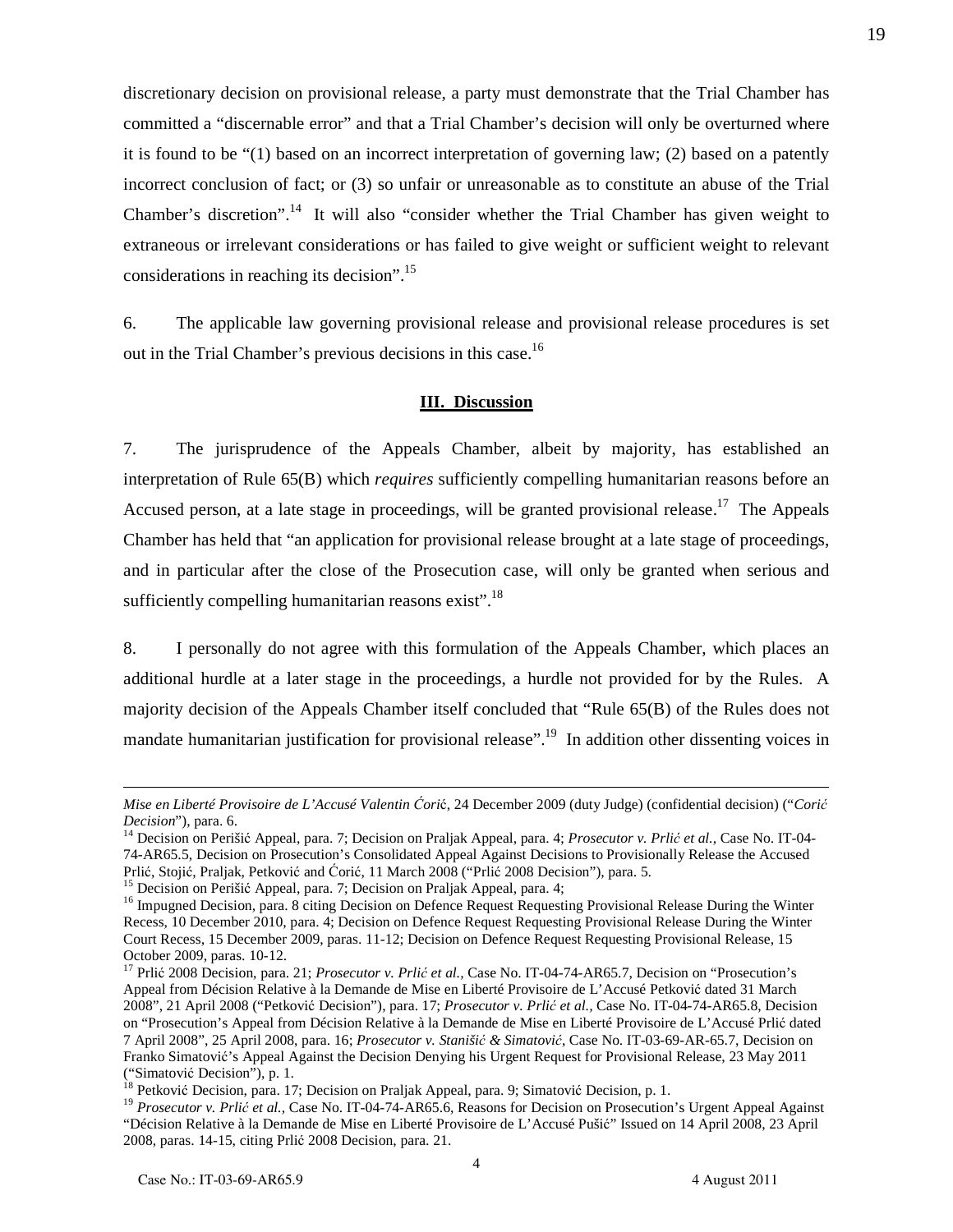discretionary decision on provisional release, a party must demonstrate that the Trial Chamber has committed a "discernable error" and that a Trial Chamber's decision will only be overturned where it is found to be "(1) based on an incorrect interpretation of governing law; (2) based on a patently incorrect conclusion of fact; or (3) so unfair or unreasonable as to constitute an abuse of the Trial Chamber's discretion".[14] It will also "consider whether the Trial Chamber has given weight to extraneous or irrelevant considerations or has failed to give weight or sufficient weight to relevant considerations in reaching its decision".[15]

6. The applicable law governing provisional release and provisional release procedures is set out in the Trial Chamber's previous decisions in this case.[16]

## III. Discussion

7. The jurisprudence of the Appeals Chamber, albeit by majority, has established an interpretation of Rule 65(B) which *requires* sufficiently compelling humanitarian reasons before an Accused person, at a late stage in proceedings, will be granted provisional release.[17] The Appeals Chamber has held that "an application for provisional release brought at a late stage of proceedings, and in particular after the close of the Prosecution case, will only be granted when serious and sufficiently compelling humanitarian reasons exist".[18]

8. I personally do not agree with this formulation of the Appeals Chamber, which places an additional hurdle at a later stage in the proceedings, a hurdle not provided for by the Rules. A majority decision of the Appeals Chamber itself concluded that "Rule 65(B) of the Rules does not mandate humanitarian justification for provisional release".[19] In addition other dissenting voices in

---

*Mise en Liberté Provisoire de L'Accusé Valentin Ćorić*, 24 December 2009 (duty Judge) (confidential decision) ("*Ćorić Decision*"), para. 6.

[14] Decision on Perišić Appeal, para. 7; Decision on Praljak Appeal, para. 4; *Prosecutor v. Prlić et al.,* Case No. IT-04-74-AR65.5, Decision on Prosecution's Consolidated Appeal Against Decisions to Provisionally Release the Accused Prlić, Stojić, Praljak, Petković and Ćorić, 11 March 2008 ("Prlić 2008 Decision"), para. 5.

[15] Decision on Perišić Appeal, para. 7; Decision on Praljak Appeal, para. 4;

[16] Impugned Decision, para. 8 citing Decision on Defence Request Requesting Provisional Release During the Winter Recess, 10 December 2010, para. 4; Decision on Defence Request Requesting Provisional Release During the Winter Court Recess, 15 December 2009, paras. 11-12; Decision on Defence Request Requesting Provisional Release, 15 October 2009, paras. 10-12.

[17] Prlić 2008 Decision, para. 21; *Prosecutor v. Prlić et al.,* Case No. IT-04-74-AR65.7, Decision on "Prosecution's Appeal from Décision Relative à la Demande de Mise en Liberté Provisoire de L'Accusé Petković dated 31 March 2008", 21 April 2008 ("Petković Decision"), para. 17; *Prosecutor v. Prlić et al.,* Case No. IT-04-74-AR65.8, Decision on "Prosecution's Appeal from Décision Relative à la Demande de Mise en Liberté Provisoire de L'Accusé Prlić dated 7 April 2008", 25 April 2008, para. 16; *Prosecutor v. Stanišić & Simatović*, Case No. IT-03-69-AR-65.7, Decision on Franko Simatović's Appeal Against the Decision Denying his Urgent Request for Provisional Release, 23 May 2011 ("Simatović Decision"), p. 1.

[18] Petković Decision, para. 17; Decision on Praljak Appeal, para. 9; Simatović Decision, p. 1.

[19] *Prosecutor v. Prlić et al.,* Case No. IT-04-74-AR65.6, Reasons for Decision on Prosecution's Urgent Appeal Against "Décision Relative à la Demande de Mise en Liberté Provisoire de L'Accusé Pušić" Issued on 14 April 2008, 23 April 2008, paras. 14-15, citing Prlić 2008 Decision, para. 21.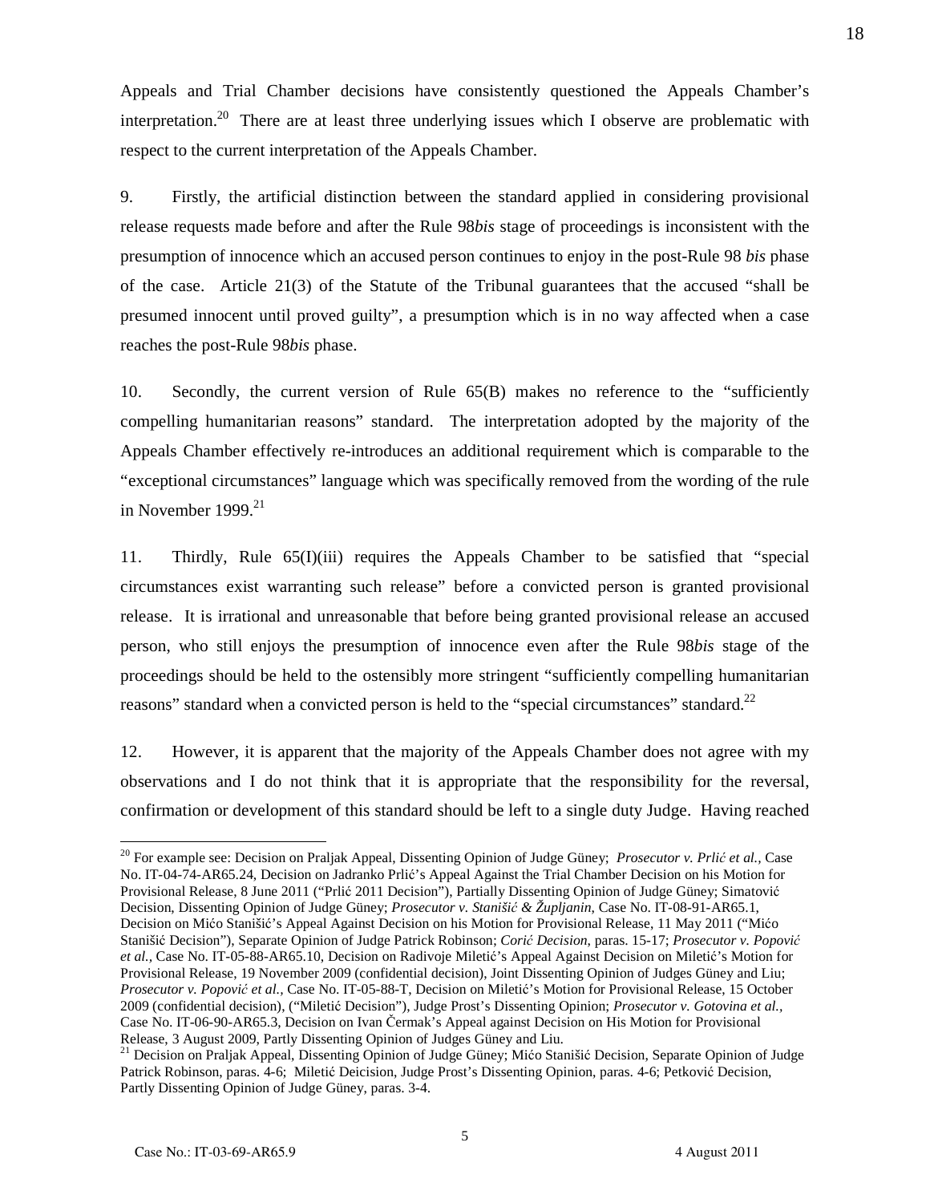Appeals and Trial Chamber decisions have consistently questioned the Appeals Chamber's interpretation.[20] There are at least three underlying issues which I observe are problematic with respect to the current interpretation of the Appeals Chamber.

9. Firstly, the artificial distinction between the standard applied in considering provisional release requests made before and after the Rule 98*bis* stage of proceedings is inconsistent with the presumption of innocence which an accused person continues to enjoy in the post-Rule 98 *bis* phase of the case. Article 21(3) of the Statute of the Tribunal guarantees that the accused "shall be presumed innocent until proved guilty", a presumption which is in no way affected when a case reaches the post-Rule 98*bis* phase.

10. Secondly, the current version of Rule 65(B) makes no reference to the "sufficiently compelling humanitarian reasons" standard. The interpretation adopted by the majority of the Appeals Chamber effectively re-introduces an additional requirement which is comparable to the "exceptional circumstances" language which was specifically removed from the wording of the rule in November 1999.[21]

11. Thirdly, Rule 65(I)(iii) requires the Appeals Chamber to be satisfied that "special circumstances exist warranting such release" before a convicted person is granted provisional release. It is irrational and unreasonable that before being granted provisional release an accused person, who still enjoys the presumption of innocence even after the Rule 98*bis* stage of the proceedings should be held to the ostensibly more stringent "sufficiently compelling humanitarian reasons" standard when a convicted person is held to the "special circumstances" standard.[22]

12. However, it is apparent that the majority of the Appeals Chamber does not agree with my observations and I do not think that it is appropriate that the responsibility for the reversal, confirmation or development of this standard should be left to a single duty Judge. Having reached

---

[20] For example see: Decision on Praljak Appeal, Dissenting Opinion of Judge Güney; *Prosecutor v. Prlić et al.*, Case No. IT-04-74-AR65.24, Decision on Jadranko Prlić's Appeal Against the Trial Chamber Decision on his Motion for Provisional Release, 8 June 2011 ("Prlić 2011 Decision"), Partially Dissenting Opinion of Judge Güney; Simatović Decision, Dissenting Opinion of Judge Güney; *Prosecutor v. Stanišić & Župljanin*, Case No. IT-08-91-AR65.1, Decision on Mićo Stanišić's Appeal Against Decision on his Motion for Provisional Release, 11 May 2011 ("Mićo Stanišić Decision"), Separate Opinion of Judge Patrick Robinson; *Corić Decision*, paras. 15-17; *Prosecutor v. Popović et al.*, Case No. IT-05-88-AR65.10, Decision on Radivoje Miletić's Appeal Against Decision on Miletić's Motion for Provisional Release, 19 November 2009 (confidential decision), Joint Dissenting Opinion of Judges Güney and Liu; *Prosecutor v. Popović et al.*, Case No. IT-05-88-T, Decision on Miletić's Motion for Provisional Release, 15 October 2009 (confidential decision), ("Miletić Decision"), Judge Prost's Dissenting Opinion; *Prosecutor v. Gotovina et al.*, Case No. IT-06-90-AR65.3, Decision on Ivan Čermak's Appeal against Decision on His Motion for Provisional Release, 3 August 2009, Partly Dissenting Opinion of Judges Güney and Liu.

[21] Decision on Praljak Appeal, Dissenting Opinion of Judge Güney; Mićo Stanišić Decision, Separate Opinion of Judge Patrick Robinson, paras. 4-6; Miletić Deicision, Judge Prost's Dissenting Opinion, paras. 4-6; Petković Decision, Partly Dissenting Opinion of Judge Güney, paras. 3-4.

Case No.: IT-03-69-AR65.9 4 August 2011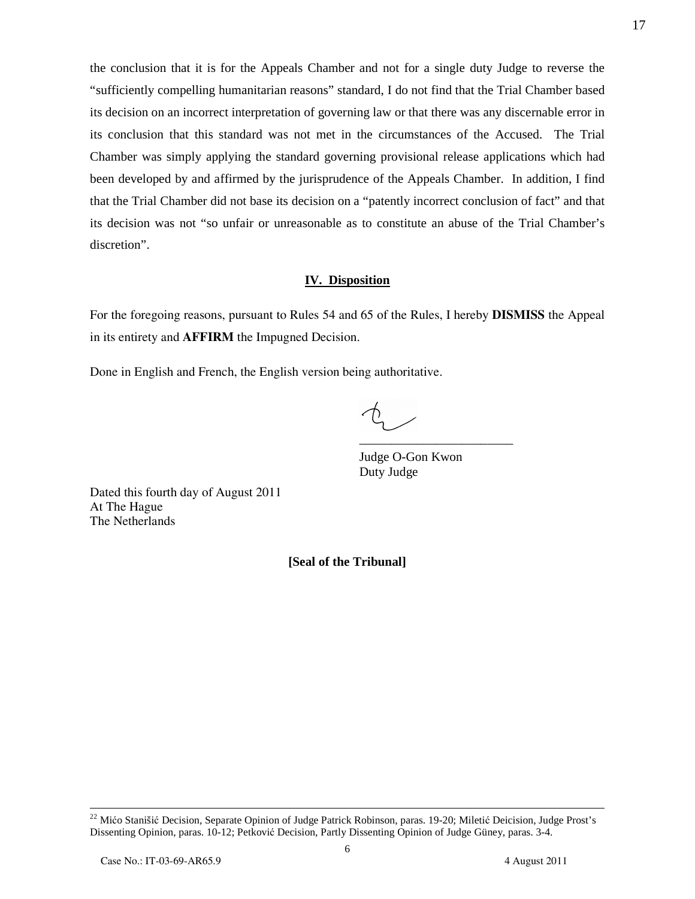the conclusion that it is for the Appeals Chamber and not for a single duty Judge to reverse the "sufficiently compelling humanitarian reasons" standard, I do not find that the Trial Chamber based its decision on an incorrect interpretation of governing law or that there was any discernable error in its conclusion that this standard was not met in the circumstances of the Accused. The Trial Chamber was simply applying the standard governing provisional release applications which had been developed by and affirmed by the jurisprudence of the Appeals Chamber. In addition, I find that the Trial Chamber did not base its decision on a "patently incorrect conclusion of fact" and that its decision was not "so unfair or unreasonable as to constitute an abuse of the Trial Chamber's discretion".

## IV. Disposition

For the foregoing reasons, pursuant to Rules 54 and 65 of the Rules, I hereby **DISMISS** the Appeal in its entirety and **AFFIRM** the Impugned Decision.

Done in English and French, the English version being authoritative.

\_\_\_\_\_\_\_\_\_\_\_\_\_\_\_\_\_\_\_\_\_\_\_\_

Judge O-Gon Kwon
Duty Judge

Dated this fourth day of August 2011
At The Hague
The Netherlands

**[Seal of the Tribunal]**

---

[22] Mićo Stanišić Decision, Separate Opinion of Judge Patrick Robinson, paras. 19-20; Miletić Deicision, Judge Prost's Dissenting Opinion, paras. 10-12; Petković Decision, Partly Dissenting Opinion of Judge Güney, paras. 3-4.